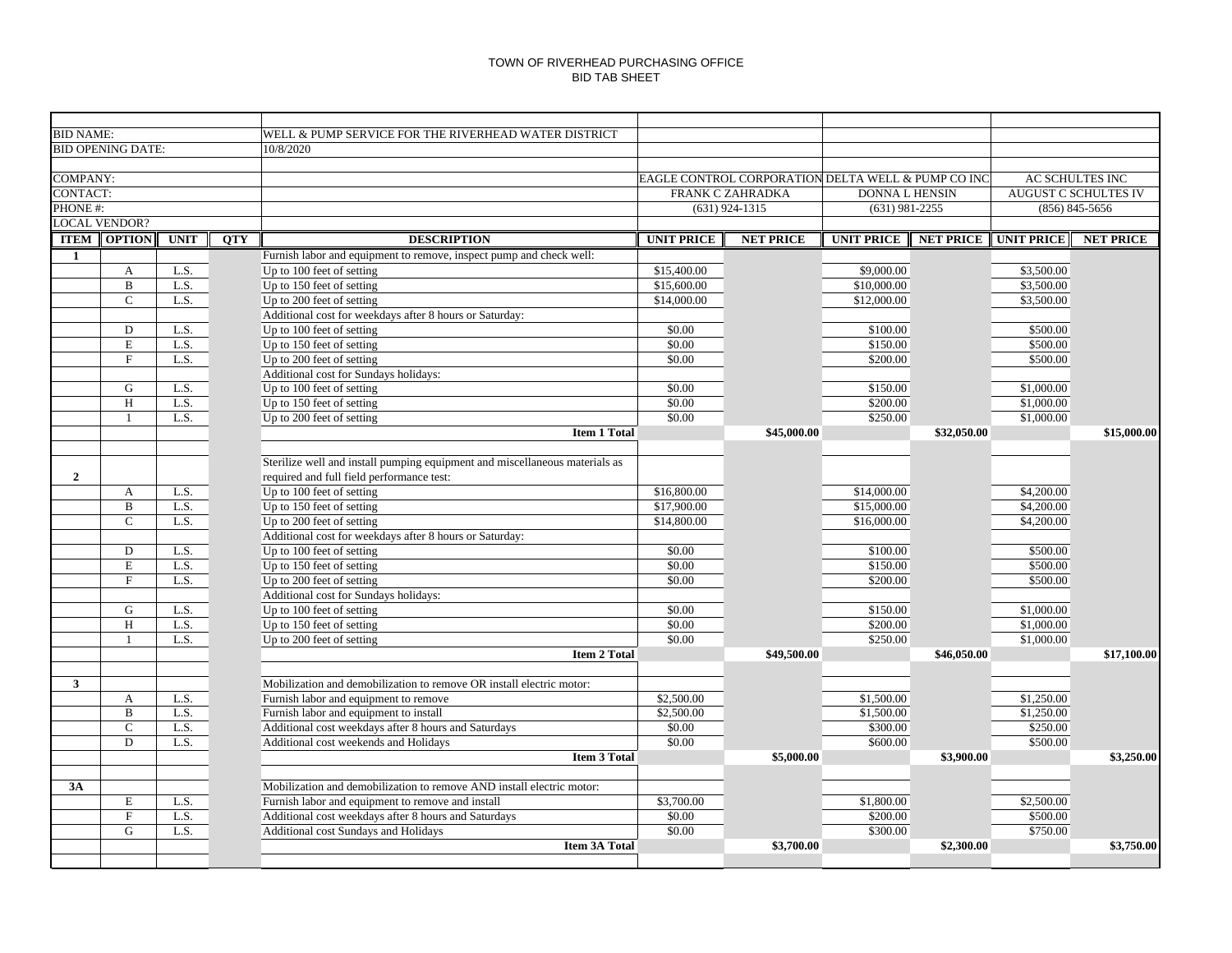TOWN OF RIVERHEAD PURCHASING OFFICE
BID TAB SHEET

| | | | | | | | | | | |
|---|---|---|---|---|---|---|---|---|---|---|
| BID NAME: | | | | WELL & PUMP SERVICE FOR THE RIVERHEAD WATER DISTRICT | | | | | | |
| BID OPENING DATE: | | | | 10/8/2020 | | | | | | |
| COMPANY: | | | | | EAGLE CONTROL CORPORATION | | DELTA WELL & PUMP CO INC | | AC SCHULTES INC | |
| CONTACT: | | | | | FRANK C ZAHRADKA | | DONNA L HENSIN | | AUGUST C SCHULTES IV | |
| PHONE #: | | | | | (631) 924-1315 | | (631) 981-2255 | | (856) 845-5656 | |
| LOCAL VENDOR? | | | | | | | | | | |
| **ITEM** | **OPTION** | **UNIT** | **QTY** | **DESCRIPTION** | **UNIT PRICE** | **NET PRICE** | **UNIT PRICE** | **NET PRICE** | **UNIT PRICE** | **NET PRICE** |
| **1** | | | | Furnish labor and equipment to remove, inspect pump and check well: | | | | | | |
| | A | L.S. | | Up to 100 feet of setting | $15,400.00 | | $9,000.00 | | $3,500.00 | |
| | B | L.S. | | Up to 150 feet of setting | $15,600.00 | | $10,000.00 | | $3,500.00 | |
| | C | L.S. | | Up to 200 feet of setting | $14,000.00 | | $12,000.00 | | $3,500.00 | |
| | | | | Additional cost for weekdays after 8 hours or Saturday: | | | | | | |
| | D | L.S. | | Up to 100 feet of setting | $0.00 | | $100.00 | | $500.00 | |
| | E | L.S. | | Up to 150 feet of setting | $0.00 | | $150.00 | | $500.00 | |
| | F | L.S. | | Up to 200 feet of setting | $0.00 | | $200.00 | | $500.00 | |
| | | | | Additional cost for Sundays holidays: | | | | | | |
| | G | L.S. | | Up to 100 feet of setting | $0.00 | | $150.00 | | $1,000.00 | |
| | H | L.S. | | Up to 150 feet of setting | $0.00 | | $200.00 | | $1,000.00 | |
| | 1 | L.S. | | Up to 200 feet of setting | $0.00 | | $250.00 | | $1,000.00 | |
| | | | | **Item 1 Total** | | **$45,000.00** | | **$32,050.00** | | **$15,000.00** |
| **2** | | | | Sterilize well and install pumping equipment and miscellaneous materials as required and full field performance test: | | | | | | |
| | A | L.S. | | Up to 100 feet of setting | $16,800.00 | | $14,000.00 | | $4,200.00 | |
| | B | L.S. | | Up to 150 feet of setting | $17,900.00 | | $15,000.00 | | $4,200.00 | |
| | C | L.S. | | Up to 200 feet of setting | $14,800.00 | | $16,000.00 | | $4,200.00 | |
| | | | | Additional cost for weekdays after 8 hours or Saturday: | | | | | | |
| | D | L.S. | | Up to 100 feet of setting | $0.00 | | $100.00 | | $500.00 | |
| | E | L.S. | | Up to 150 feet of setting | $0.00 | | $150.00 | | $500.00 | |
| | F | L.S. | | Up to 200 feet of setting | $0.00 | | $200.00 | | $500.00 | |
| | | | | Additional cost for Sundays holidays: | | | | | | |
| | G | L.S. | | Up to 100 feet of setting | $0.00 | | $150.00 | | $1,000.00 | |
| | H | L.S. | | Up to 150 feet of setting | $0.00 | | $200.00 | | $1,000.00 | |
| | 1 | L.S. | | Up to 200 feet of setting | $0.00 | | $250.00 | | $1,000.00 | |
| | | | | **Item 2 Total** | | **$49,500.00** | | **$46,050.00** | | **$17,100.00** |
| **3** | | | | Mobilization and demobilization to remove OR install electric motor: | | | | | | |
| | A | L.S. | | Furnish labor and equipment to remove | $2,500.00 | | $1,500.00 | | $1,250.00 | |
| | B | L.S. | | Furnish labor and equipment to install | $2,500.00 | | $1,500.00 | | $1,250.00 | |
| | C | L.S. | | Additional cost weekdays after 8 hours and Saturdays | $0.00 | | $300.00 | | $250.00 | |
| | D | L.S. | | Additional cost weekends and Holidays | $0.00 | | $600.00 | | $500.00 | |
| | | | | **Item 3 Total** | | **$5,000.00** | | **$3,900.00** | | **$3,250.00** |
| **3A** | | | | Mobilization and demobilization to remove AND install electric motor: | | | | | | |
| | E | L.S. | | Furnish labor and equipment to remove and install | $3,700.00 | | $1,800.00 | | $2,500.00 | |
| | F | L.S. | | Additional cost weekdays after 8 hours and Saturdays | $0.00 | | $200.00 | | $500.00 | |
| | G | L.S. | | Additional cost Sundays and Holidays | $0.00 | | $300.00 | | $750.00 | |
| | | | | **Item 3A Total** | | **$3,700.00** | | **$2,300.00** | | **$3,750.00** |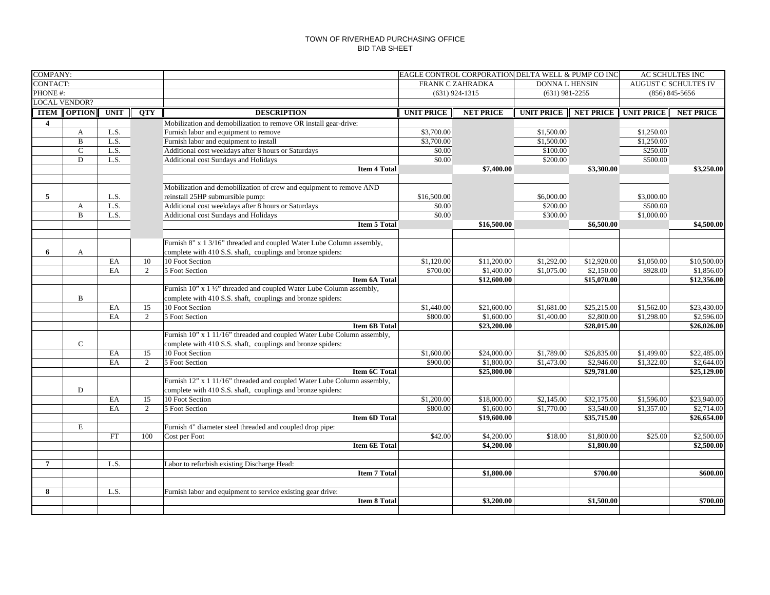TOWN OF RIVERHEAD PURCHASING OFFICE
BID TAB SHEET

| COMPANY: | | | | | EAGLE CONTROL CORPORATION | | DELTA WELL & PUMP CO INC | | AC SCHULTES INC | |
|---|---|---|---|---|---|---|---|---|---|---|
| CONTACT: | | | | | FRANK C ZAHRADKA | | DONNA L HENSIN | | AUGUST C SCHULTES IV | |
| PHONE #: | | | | | (631) 924-1315 | | (631) 981-2255 | | (856) 845-5656 | |
| LOCAL VENDOR? | | | | | | | | | | |
| **ITEM** | **OPTION** | **UNIT** | **QTY** | **DESCRIPTION** | **UNIT PRICE** | **NET PRICE** | **UNIT PRICE** | **NET PRICE** | **UNIT PRICE** | **NET PRICE** |
| **4** | | | | Mobilization and demobilization to remove OR install gear-drive: | | | | | | |
| | A | L.S. | | Furnish labor and equipment to remove | $3,700.00 | | $1,500.00 | | $1,250.00 | |
| | B | L.S. | | Furnish labor and equipment to install | $3,700.00 | | $1,500.00 | | $1,250.00 | |
| | C | L.S. | | Additional cost weekdays after 8 hours or Saturdays | $0.00 | | $100.00 | | $250.00 | |
| | D | L.S. | | Additional cost Sundays and Holidays | $0.00 | | $200.00 | | $500.00 | |
| | | | | **Item 4 Total** | | **$7,400.00** | | **$3,300.00** | | **$3,250.00** |
| **5** | | L.S. | | Mobilization and demobilization of crew and equipment to remove AND reinstall 25HP submursible pump: | $16,500.00 | | $6,000.00 | | $3,000.00 | |
| | A | L.S. | | Additional cost weekdays after 8 hours or Saturdays | $0.00 | | $200.00 | | $500.00 | |
| | B | L.S. | | Additional cost Sundays and Holidays | $0.00 | | $300.00 | | $1,000.00 | |
| | | | | **Item 5 Total** | | **$16,500.00** | | **$6,500.00** | | **$4,500.00** |
| **6** | A | | | Furnish 8" x 1 3/16" threaded and coupled Water Lube Column assembly, complete with 410 S.S. shaft, couplings and bronze spiders: | | | | | | |
| | | EA | 10 | 10 Foot Section | $1,120.00 | $11,200.00 | $1,292.00 | $12,920.00 | $1,050.00 | $10,500.00 |
| | | EA | 2 | 5 Foot Section | $700.00 | $1,400.00 | $1,075.00 | $2,150.00 | $928.00 | $1,856.00 |
| | | | | **Item 6A Total** | | **$12,600.00** | | **$15,070.00** | | **$12,356.00** |
| | B | | | Furnish 10" x 1 ½" threaded and coupled Water Lube Column assembly, complete with 410 S.S. shaft, couplings and bronze spiders: | | | | | | |
| | | EA | 15 | 10 Foot Section | $1,440.00 | $21,600.00 | $1,681.00 | $25,215.00 | $1,562.00 | $23,430.00 |
| | | EA | 2 | 5 Foot Section | $800.00 | $1,600.00 | $1,400.00 | $2,800.00 | $1,298.00 | $2,596.00 |
| | | | | **Item 6B Total** | | **$23,200.00** | | **$28,015.00** | | **$26,026.00** |
| | C | | | Furnish 10" x 1 11/16" threaded and coupled Water Lube Column assembly, complete with 410 S.S. shaft, couplings and bronze spiders: | | | | | | |
| | | EA | 15 | 10 Foot Section | $1,600.00 | $24,000.00 | $1,789.00 | $26,835.00 | $1,499.00 | $22,485.00 |
| | | EA | 2 | 5 Foot Section | $900.00 | $1,800.00 | $1,473.00 | $2,946.00 | $1,322.00 | $2,644.00 |
| | | | | **Item 6C Total** | | **$25,800.00** | | **$29,781.00** | | **$25,129.00** |
| | D | | | Furnish 12" x 1 11/16" threaded and coupled Water Lube Column assembly, complete with 410 S.S. shaft, couplings and bronze spiders: | | | | | | |
| | | EA | 15 | 10 Foot Section | $1,200.00 | $18,000.00 | $2,145.00 | $32,175.00 | $1,596.00 | $23,940.00 |
| | | EA | 2 | 5 Foot Section | $800.00 | $1,600.00 | $1,770.00 | $3,540.00 | $1,357.00 | $2,714.00 |
| | | | | **Item 6D Total** | | **$19,600.00** | | **$35,715.00** | | **$26,654.00** |
| | E | | | Furnish 4" diameter steel threaded and coupled drop pipe: | | | | | | |
| | | FT | 100 | Cost per Foot | $42.00 | $4,200.00 | $18.00 | $1,800.00 | $25.00 | $2,500.00 |
| | | | | **Item 6E Total** | | **$4,200.00** | | **$1,800.00** | | **$2,500.00** |
| **7** | | L.S. | | Labor to refurbish existing Discharge Head: | | | | | | |
| | | | | **Item 7 Total** | | **$1,800.00** | | **$700.00** | | **$600.00** |
| **8** | | L.S. | | Furnish labor and equipment to service existing gear drive: | | | | | | |
| | | | | **Item 8 Total** | | **$3,200.00** | | **$1,500.00** | | **$700.00** |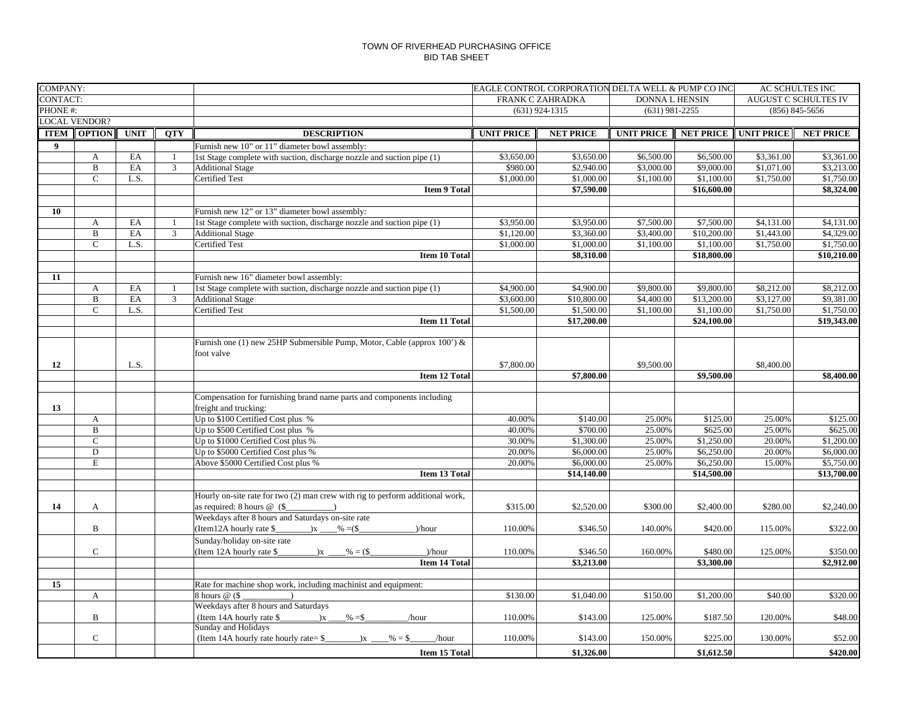TOWN OF RIVERHEAD PURCHASING OFFICE
BID TAB SHEET

| COMPANY: | | | | | EAGLE CONTROL CORPORATION | | DELTA WELL & PUMP CO INC | | AC SCHULTES INC | |
|---|---|---|---|---|---|---|---|---|---|---|
| CONTACT: | | | | | FRANK C ZAHRADKA | | DONNA L HENSIN | | AUGUST C SCHULTES IV | |
| PHONE #: | | | | | (631) 924-1315 | | (631) 981-2255 | | (856) 845-5656 | |
| LOCAL VENDOR? | | | | | | | | | | |
| **ITEM** | **OPTION** | **UNIT** | **QTY** | **DESCRIPTION** | **UNIT PRICE** | **NET PRICE** | **UNIT PRICE** | **NET PRICE** | **UNIT PRICE** | **NET PRICE** |
| **9** | | | | Furnish new 10" or 11" diameter bowl assembly: | | | | | | |
| | A | EA | 1 | 1st Stage complete with suction, discharge nozzle and suction pipe (1) | $3,650.00 | $3,650.00 | $6,500.00 | $6,500.00 | $3,361.00 | $3,361.00 |
| | B | EA | 3 | Additional Stage | $980.00 | $2,940.00 | $3,000.00 | $9,000.00 | $1,071.00 | $3,213.00 |
| | C | L.S. | | Certified Test | $1,000.00 | $1,000.00 | $1,100.00 | $1,100.00 | $1,750.00 | $1,750.00 |
| | | | | **Item 9 Total** | | **$7,590.00** | | **$16,600.00** | | **$8,324.00** |
| | | | | | | | | | | |
| **10** | | | | Furnish new 12" or 13" diameter bowl assembly: | | | | | | |
| | A | EA | 1 | 1st Stage complete with suction, discharge nozzle and suction pipe (1) | $3,950.00 | $3,950.00 | $7,500.00 | $7,500.00 | $4,131.00 | $4,131.00 |
| | B | EA | 3 | Additional Stage | $1,120.00 | $3,360.00 | $3,400.00 | $10,200.00 | $1,443.00 | $4,329.00 |
| | C | L.S. | | Certified Test | $1,000.00 | $1,000.00 | $1,100.00 | $1,100.00 | $1,750.00 | $1,750.00 |
| | | | | **Item 10 Total** | | **$8,310.00** | | **$18,800.00** | | **$10,210.00** |
| | | | | | | | | | | |
| **11** | | | | Furnish new 16" diameter bowl assembly: | | | | | | |
| | A | EA | 1 | 1st Stage complete with suction, discharge nozzle and suction pipe (1) | $4,900.00 | $4,900.00 | $9,800.00 | $9,800.00 | $8,212.00 | $8,212.00 |
| | B | EA | 3 | Additional Stage | $3,600.00 | $10,800.00 | $4,400.00 | $13,200.00 | $3,127.00 | $9,381.00 |
| | C | L.S. | | Certified Test | $1,500.00 | $1,500.00 | $1,100.00 | $1,100.00 | $1,750.00 | $1,750.00 |
| | | | | **Item 11 Total** | | **$17,200.00** | | **$24,100.00** | | **$19,343.00** |
| | | | | | | | | | | |
| **12** | | L.S. | | Furnish one (1) new 25HP Submersible Pump, Motor, Cable (approx 100') & foot valve | $7,800.00 | | $9,500.00 | | $8,400.00 | |
| | | | | **Item 12 Total** | | **$7,800.00** | | **$9,500.00** | | **$8,400.00** |
| | | | | | | | | | | |
| **13** | | | | Compensation for furnishing brand name parts and components including freight and trucking: | | | | | | |
| | A | | | Up to $100 Certified Cost plus % | 40.00% | $140.00 | 25.00% | $125.00 | 25.00% | $125.00 |
| | B | | | Up to $500 Certified Cost plus % | 40.00% | $700.00 | 25.00% | $625.00 | 25.00% | $625.00 |
| | C | | | Up to $1000 Certified Cost plus % | 30.00% | $1,300.00 | 25.00% | $1,250.00 | 20.00% | $1,200.00 |
| | D | | | Up to $5000 Certified Cost plus % | 20.00% | $6,000.00 | 25.00% | $6,250.00 | 20.00% | $6,000.00 |
| | E | | | Above $5000 Certified Cost plus % | 20.00% | $6,000.00 | 25.00% | $6,250.00 | 15.00% | $5,750.00 |
| | | | | **Item 13 Total** | | **$14,140.00** | | **$14,500.00** | | **$13,700.00** |
| | | | | | | | | | | |
| **14** | A | | | Hourly on-site rate for two (2) man crew with rig to perform additional work, as required: 8 hours @ ($___________) | $315.00 | $2,520.00 | $300.00 | $2,400.00 | $280.00 | $2,240.00 |
| | B | | | Weekdays after 8 hours and Saturdays on-site rate (Item12A hourly rate $________)x ____% =($____________)/hour | 110.00% | $346.50 | 140.00% | $420.00 | 115.00% | $322.00 |
| | C | | | Sunday/holiday on-site rate (Item 12A hourly rate $_________)x ____% = ($____________)/hour | 110.00% | $346.50 | 160.00% | $480.00 | 125.00% | $350.00 |
| | | | | **Item 14 Total** | | **$3,213.00** | | **$3,300.00** | | **$2,912.00** |
| | | | | | | | | | | |
| **15** | | | | Rate for machine shop work, including machinist and equipment: | | | | | | |
| | A | | | 8 hours @ ($ ___________) | $130.00 | $1,040.00 | $150.00 | $1,200.00 | $40.00 | $320.00 |
| | B | | | Weekdays after 8 hours and Saturdays (Item 14A hourly rate $_________)x ____% =$__________/hour | 110.00% | $143.00 | 125.00% | $187.50 | 120.00% | $48.00 |
| | C | | | Sunday and Holidays (Item 14A hourly rate hourly rate= $________)x ____% = $______/hour | 110.00% | $143.00 | 150.00% | $225.00 | 130.00% | $52.00 |
| | | | | **Item 15 Total** | | **$1,326.00** | | **$1,612.50** | | **$420.00** |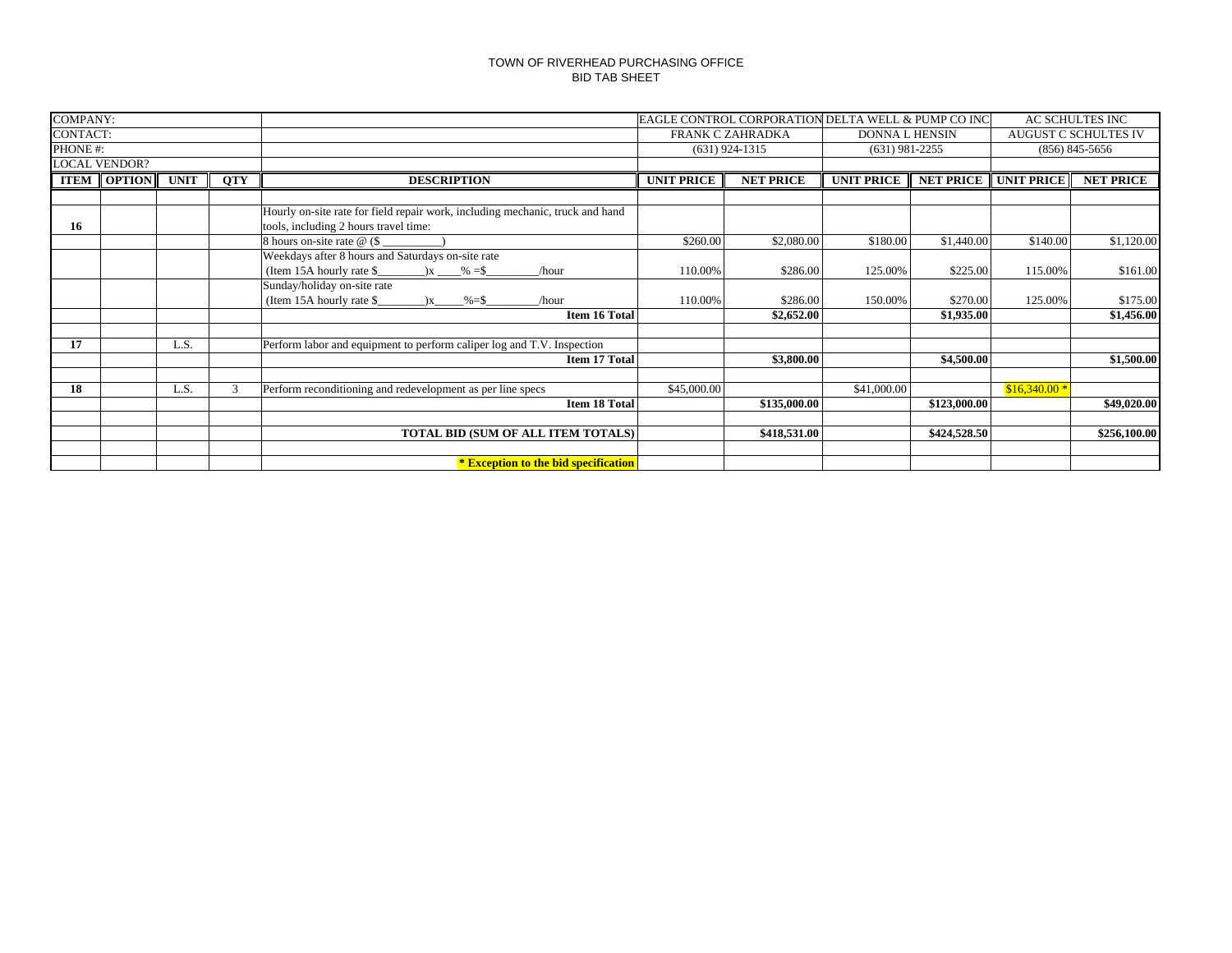TOWN OF RIVERHEAD PURCHASING OFFICE
BID TAB SHEET

| COMPANY: | | | | | EAGLE CONTROL CORPORATION | | DELTA WELL & PUMP CO INC | | AC SCHULTES INC | |
|---|---|---|---|---|---|---|---|---|---|---|
| CONTACT: | | | | | FRANK C ZAHRADKA | | DONNA L HENSIN | | AUGUST C SCHULTES IV | |
| PHONE #: | | | | | (631) 924-1315 | | (631) 981-2255 | | (856) 845-5656 | |
| LOCAL VENDOR? | | | | | | | | | | |
| **ITEM** | **OPTION** | **UNIT** | **QTY** | **DESCRIPTION** | **UNIT PRICE** | **NET PRICE** | **UNIT PRICE** | **NET PRICE** | **UNIT PRICE** | **NET PRICE** |
| | | | | | | | | | | |
| **16** | | | | Hourly on-site rate for field repair work, including mechanic, truck and hand tools, including 2 hours travel time: | | | | | | |
| | | | | 8 hours on-site rate @ ($ __________) | $260.00 | $2,080.00 | $180.00 | $1,440.00 | $140.00 | $1,120.00 |
| | | | | Weekdays after 8 hours and Saturdays on-site rate (Item 15A hourly rate $________)x ____% =$_________/hour | 110.00% | $286.00 | 125.00% | $225.00 | 115.00% | $161.00 |
| | | | | Sunday/holiday on-site rate (Item 15A hourly rate $________)x_____%=$_________/hour | 110.00% | $286.00 | 150.00% | $270.00 | 125.00% | $175.00 |
| | | | | **Item 16 Total** | | **$2,652.00** | | **$1,935.00** | | **$1,456.00** |
| | | | | | | | | | | |
| **17** | | L.S. | | Perform labor and equipment to perform caliper log and T.V. Inspection | | | | | | |
| | | | | **Item 17 Total** | | **$3,800.00** | | **$4,500.00** | | **$1,500.00** |
| | | | | | | | | | | |
| **18** | | L.S. | 3 | Perform reconditioning and redevelopment as per line specs | $45,000.00 | | $41,000.00 | | $16,340.00 * | |
| | | | | **Item 18 Total** | | **$135,000.00** | | **$123,000.00** | | **$49,020.00** |
| | | | | | | | | | | |
| | | | | **TOTAL BID (SUM OF ALL ITEM TOTALS)** | | **$418,531.00** | | **$424,528.50** | | **$256,100.00** |
| | | | | | | | | | | |
| | | | | **\* Exception to the bid specification** | | | | | | |